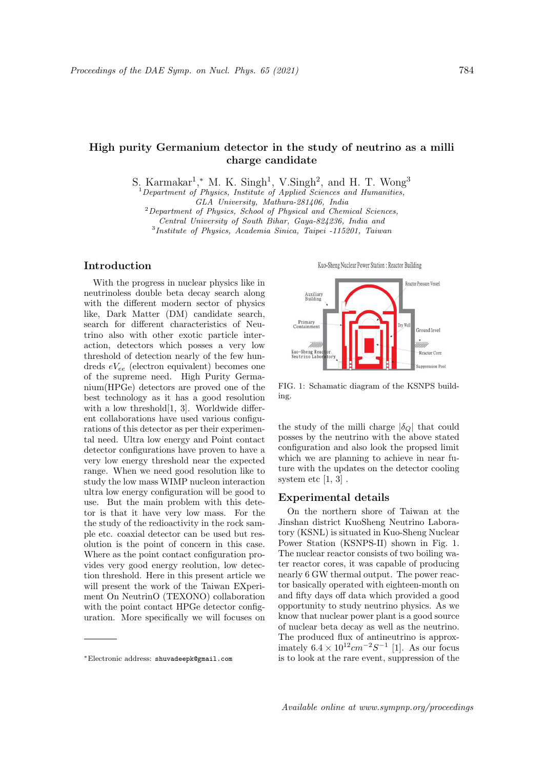# High purity Germanium detector in the study of neutrino as a milli charge candidate

S. Karmakar[1],* M. K. Singh[1], V.Singh[2], and H. T. Wong[3]

[1] *Department of Physics, Institute of Applied Sciences and Humanities, GLA University, Mathura-281406, India*
[2] *Department of Physics, School of Physical and Chemical Sciences, Central University of South Bihar, Gaya-824236, India and*
[3] *Institute of Physics, Academia Sinica, Taipei -115201, Taiwan*

## Introduction

With the progress in nuclear physics like in neutrinoless double beta decay search along with the different modern sector of physics like, Dark Matter (DM) candidate search, search for different characteristics of Neutrino also with other exotic particle interaction, detectors which posses a very low threshold of detection nearly of the few hundreds $eV_{ee}$ (electron equivalent) becomes one of the supreme need. High Purity Germanium(HPGe) detectors are proved one of the best technology as it has a good resolution with a low threshold[1, 3]. Worldwide different collaborations have used various configurations of this detector as per their experimental need. Ultra low energy and Point contact detector configurations have proven to have a very low threshold near the expected range. When we need good resolution like to study the low mass WIMP nucleon interaction ultra low energy configuration will be good to use. But the main problem with this detector is that it have very low mass. For the the study of the redioactivity in the rock sample etc. coaxial detector can be used but resolution is the point of concern in this case. Where as the point contact configuration provides very good energy reolution, low detection threshold. Here in this present article we will present the work of the Taiwan EXperiment On NeutrinO (TEXONO) collaboration with the point contact HPGe detector configuration. More specifically we will focuses on the study of the milli charge $|\delta_Q|$ that could posses by the neutrino with the above stated configuration and also look the propsed limit which we are planning to achieve in near future with the updates on the detector cooling system etc [1, 3] .

Kuo-Sheng Nuclear Power Station : Reactor Building

FIG. 1: Schamatic diagram of the KSNPS building.

## Experimental details

On the northern shore of Taiwan at the Jinshan district KuoSheng Neutrino Laboratory (KSNL) is situated in Kuo-Sheng Nuclear Power Station (KSNPS-II) shown in Fig. 1. The nuclear reactor consists of two boiling water reactor cores, it was capable of producing nearly 6 GW thermal output. The power reactor basically operated with eighteen-month on and fifty days off data which provided a good opportunity to study neutrino physics. As we know that nuclear power plant is a good source of nuclear beta decay as well as the neutrino. The produced flux of antineutrino is approximately $6.4 \times 10^{12} cm^{-2} S^{-1}$ [1]. As our focus is to look at the rare event, suppression of the

*Electronic address: shuvadeepk@gmail.com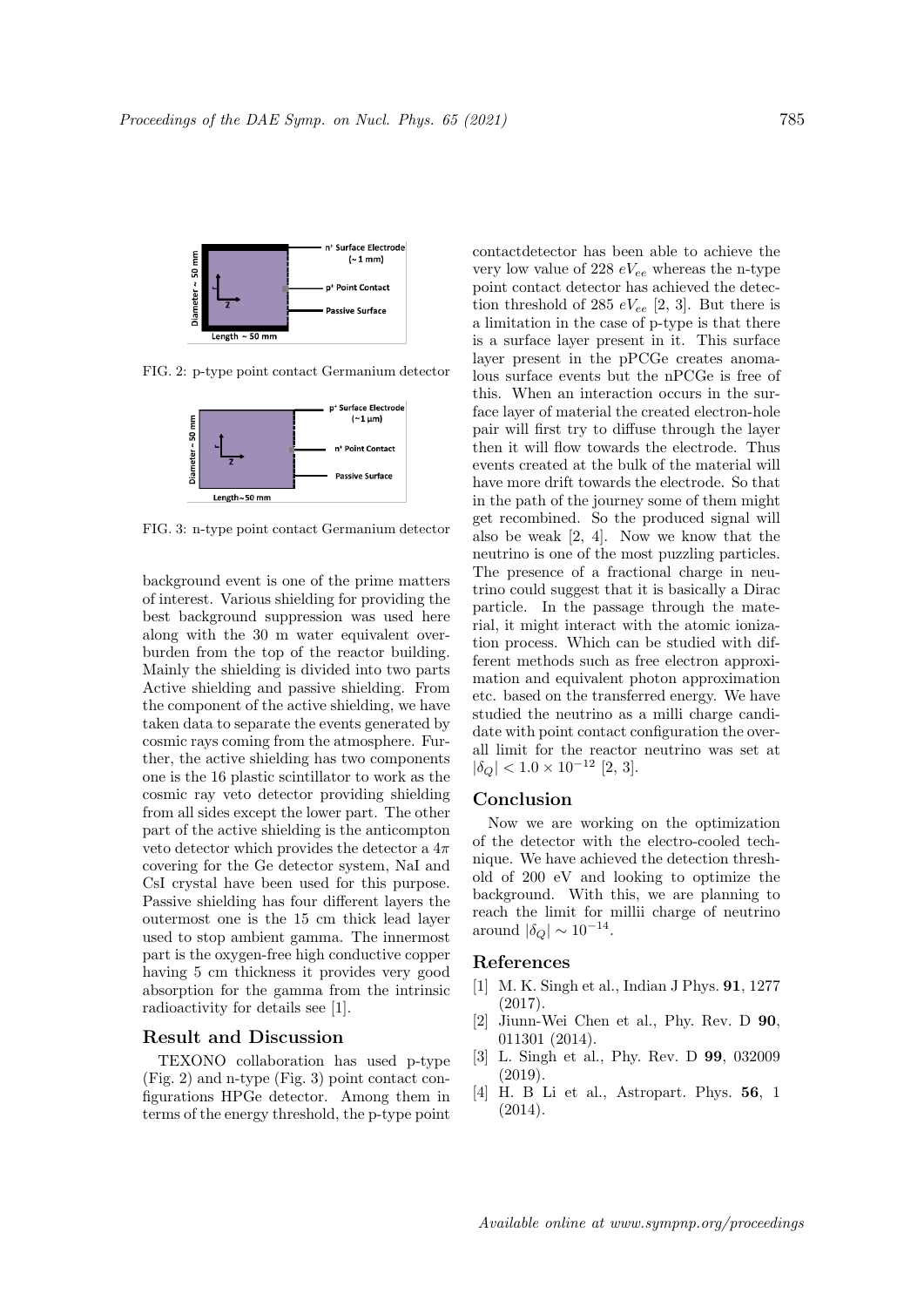n⁺ Surface Electrode (~1 mm)

Diameter ~ 50 mm

p⁺ Point Contact

Passive Surface

Length ~ 50 mm

FIG. 2: p-type point contact Germanium detector

p⁺ Surface Electrode (~1 μm)

Diameter ~ 50 mm

n⁺ Point Contact

Passive Surface

Length~50 mm

FIG. 3: n-type point contact Germanium detector

background event is one of the prime matters of interest. Various shielding for providing the best background suppression was used here along with the 30 m water equivalent overburden from the top of the reactor building. Mainly the shielding is divided into two parts Active shielding and passive shielding. From the component of the active shielding, we have taken data to separate the events generated by cosmic rays coming from the atmosphere. Further, the active shielding has two components one is the 16 plastic scintillator to work as the cosmic ray veto detector providing shielding from all sides except the lower part. The other part of the active shielding is the anticompton veto detector which provides the detector a $4\pi$ covering for the Ge detector system, NaI and CsI crystal have been used for this purpose. Passive shielding has four different layers the outermost one is the 15 cm thick lead layer used to stop ambient gamma. The innermost part is the oxygen-free high conductive copper having 5 cm thickness it provides very good absorption for the gamma from the intrinsic radioactivity for details see [1].

## Result and Discussion

TEXONO collaboration has used p-type (Fig. 2) and n-type (Fig. 3) point contact configurations HPGe detector. Among them in terms of the energy threshold, the p-type point contactdetector has been able to achieve the very low value of 228 $eV_{ee}$ whereas the n-type point contact detector has achieved the detection threshold of 285 $eV_{ee}$ [2, 3]. But there is a limitation in the case of p-type is that there is a surface layer present in it. This surface layer present in the pPCGe creates anomalous surface events but the nPCGe is free of this. When an interaction occurs in the surface layer of material the created electron-hole pair will first try to diffuse through the layer then it will flow towards the electrode. Thus events created at the bulk of the material will have more drift towards the electrode. So that in the path of the journey some of them might get recombined. So the produced signal will also be weak [2, 4]. Now we know that the neutrino is one of the most puzzling particles. The presence of a fractional charge in neutrino could suggest that it is basically a Dirac particle. In the passage through the material, it might interact with the atomic ionization process. Which can be studied with different methods such as free electron approximation and equivalent photon approximation etc. based on the transferred energy. We have studied the neutrino as a milli charge candidate with point contact configuration the overall limit for the reactor neutrino was set at $|\delta_Q| < 1.0 \times 10^{-12}$ [2, 3].

## Conclusion

Now we are working on the optimization of the detector with the electro-cooled technique. We have achieved the detection threshold of 200 eV and looking to optimize the background. With this, we are planning to reach the limit for millii charge of neutrino around $|\delta_Q| \sim 10^{-14}$.

## References

[1] M. K. Singh et al., Indian J Phys. **91**, 1277 (2017).

[2] Jiunn-Wei Chen et al., Phy. Rev. D **90**, 011301 (2014).

[3] L. Singh et al., Phy. Rev. D **99**, 032009 (2019).

[4] H. B Li et al., Astropart. Phys. **56**, 1 (2014).